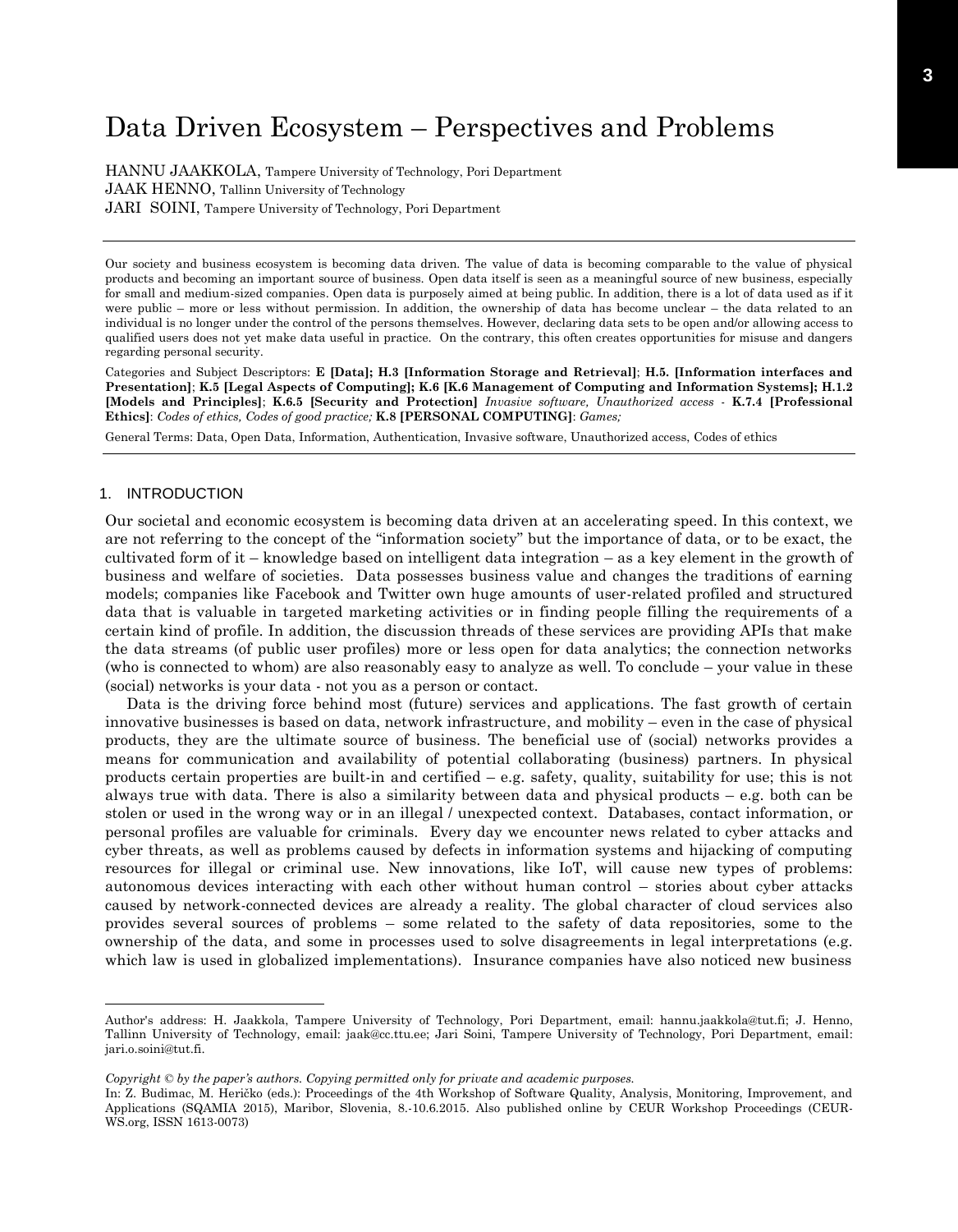# Data Driven Ecosystem – Perspectives and Problems

HANNU JAAKKOLA, Tampere University of Technology, Pori Department
JAAK HENNO, Tallinn University of Technology
JARI SOINI, Tampere University of Technology, Pori Department

---

Our society and business ecosystem is becoming data driven. The value of data is becoming comparable to the value of physical products and becoming an important source of business. Open data itself is seen as a meaningful source of new business, especially for small and medium-sized companies. Open data is purposely aimed at being public. In addition, there is a lot of data used as if it were public – more or less without permission. In addition, the ownership of data has become unclear – the data related to an individual is no longer under the control of the persons themselves. However, declaring data sets to be open and/or allowing access to qualified users does not yet make data useful in practice. On the contrary, this often creates opportunities for misuse and dangers regarding personal security.

Categories and Subject Descriptors: **E [Data]; H.3 [Information Storage and Retrieval]**; **H.5. [Information interfaces and Presentation]**; **K.5 [Legal Aspects of Computing]; K.6 [K.6 Management of Computing and Information Systems]; H.1.2 [Models and Principles]**; **K.6.5 [Security and Protection]** *Invasive software, Unauthorized access* - **K.7.4 [Professional Ethics]**: *Codes of ethics, Codes of good practice;* **K.8 [PERSONAL COMPUTING]**: *Games;*

General Terms: Data, Open Data, Information, Authentication, Invasive software, Unauthorized access, Codes of ethics

---

## 1. INTRODUCTION

Our societal and economic ecosystem is becoming data driven at an accelerating speed. In this context, we are not referring to the concept of the "information society" but the importance of data, or to be exact, the cultivated form of it – knowledge based on intelligent data integration – as a key element in the growth of business and welfare of societies. Data possesses business value and changes the traditions of earning models; companies like Facebook and Twitter own huge amounts of user-related profiled and structured data that is valuable in targeted marketing activities or in finding people filling the requirements of a certain kind of profile. In addition, the discussion threads of these services are providing APIs that make the data streams (of public user profiles) more or less open for data analytics; the connection networks (who is connected to whom) are also reasonably easy to analyze as well. To conclude – your value in these (social) networks is your data - not you as a person or contact.

Data is the driving force behind most (future) services and applications. The fast growth of certain innovative businesses is based on data, network infrastructure, and mobility – even in the case of physical products, they are the ultimate source of business. The beneficial use of (social) networks provides a means for communication and availability of potential collaborating (business) partners. In physical products certain properties are built-in and certified – e.g. safety, quality, suitability for use; this is not always true with data. There is also a similarity between data and physical products – e.g. both can be stolen or used in the wrong way or in an illegal / unexpected context. Databases, contact information, or personal profiles are valuable for criminals. Every day we encounter news related to cyber attacks and cyber threats, as well as problems caused by defects in information systems and hijacking of computing resources for illegal or criminal use. New innovations, like IoT, will cause new types of problems: autonomous devices interacting with each other without human control – stories about cyber attacks caused by network-connected devices are already a reality. The global character of cloud services also provides several sources of problems – some related to the safety of data repositories, some to the ownership of the data, and some in processes used to solve disagreements in legal interpretations (e.g. which law is used in globalized implementations). Insurance companies have also noticed new business

---

Author's address: H. Jaakkola, Tampere University of Technology, Pori Department, email: hannu.jaakkola@tut.fi; J. Henno, Tallinn University of Technology, email: jaak@cc.ttu.ee; Jari Soini, Tampere University of Technology, Pori Department, email: jari.o.soini@tut.fi.

*Copyright © by the paper's authors. Copying permitted only for private and academic purposes.*
In: Z. Budimac, M. Heričko (eds.): Proceedings of the 4th Workshop of Software Quality, Analysis, Monitoring, Improvement, and Applications (SQAMIA 2015), Maribor, Slovenia, 8.-10.6.2015. Also published online by CEUR Workshop Proceedings (CEUR-WS.org, ISSN 1613-0073)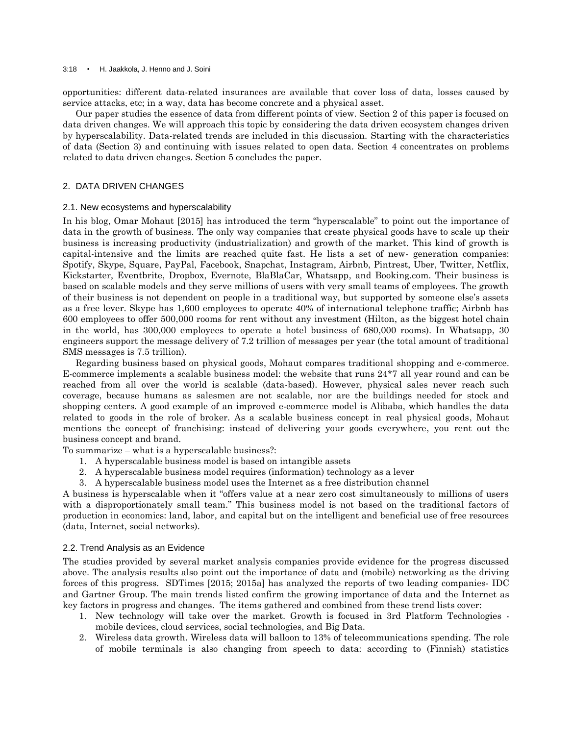opportunities: different data-related insurances are available that cover loss of data, losses caused by service attacks, etc; in a way, data has become concrete and a physical asset.

Our paper studies the essence of data from different points of view. Section 2 of this paper is focused on data driven changes. We will approach this topic by considering the data driven ecosystem changes driven by hyperscalability. Data-related trends are included in this discussion. Starting with the characteristics of data (Section 3) and continuing with issues related to open data. Section 4 concentrates on problems related to data driven changes. Section 5 concludes the paper.

## 2. DATA DRIVEN CHANGES

### 2.1. New ecosystems and hyperscalability

In his blog, Omar Mohaut [2015] has introduced the term "hyperscalable" to point out the importance of data in the growth of business. The only way companies that create physical goods have to scale up their business is increasing productivity (industrialization) and growth of the market. This kind of growth is capital-intensive and the limits are reached quite fast. He lists a set of new- generation companies: Spotify, Skype, Square, PayPal, Facebook, Snapchat, Instagram, Airbnb, Pintrest, Uber, Twitter, Netflix, Kickstarter, Eventbrite, Dropbox, Evernote, BlaBlaCar, Whatsapp, and Booking.com. Their business is based on scalable models and they serve millions of users with very small teams of employees. The growth of their business is not dependent on people in a traditional way, but supported by someone else's assets as a free lever. Skype has 1,600 employees to operate 40% of international telephone traffic; Airbnb has 600 employees to offer 500,000 rooms for rent without any investment (Hilton, as the biggest hotel chain in the world, has 300,000 employees to operate a hotel business of 680,000 rooms). In Whatsapp, 30 engineers support the message delivery of 7.2 trillion of messages per year (the total amount of traditional SMS messages is 7.5 trillion).

Regarding business based on physical goods, Mohaut compares traditional shopping and e-commerce. E-commerce implements a scalable business model: the website that runs 24*7 all year round and can be reached from all over the world is scalable (data-based). However, physical sales never reach such coverage, because humans as salesmen are not scalable, nor are the buildings needed for stock and shopping centers. A good example of an improved e-commerce model is Alibaba, which handles the data related to goods in the role of broker. As a scalable business concept in real physical goods, Mohaut mentions the concept of franchising: instead of delivering your goods everywhere, you rent out the business concept and brand.

To summarize – what is a hyperscalable business?:

1. A hyperscalable business model is based on intangible assets
2. A hyperscalable business model requires (information) technology as a lever
3. A hyperscalable business model uses the Internet as a free distribution channel

A business is hyperscalable when it "offers value at a near zero cost simultaneously to millions of users with a disproportionately small team." This business model is not based on the traditional factors of production in economics: land, labor, and capital but on the intelligent and beneficial use of free resources (data, Internet, social networks).

### 2.2. Trend Analysis as an Evidence

The studies provided by several market analysis companies provide evidence for the progress discussed above. The analysis results also point out the importance of data and (mobile) networking as the driving forces of this progress. SDTimes [2015; 2015a] has analyzed the reports of two leading companies- IDC and Gartner Group. The main trends listed confirm the growing importance of data and the Internet as key factors in progress and changes. The items gathered and combined from these trend lists cover:

1. New technology will take over the market. Growth is focused in 3rd Platform Technologies - mobile devices, cloud services, social technologies, and Big Data.
2. Wireless data growth. Wireless data will balloon to 13% of telecommunications spending. The role of mobile terminals is also changing from speech to data: according to (Finnish) statistics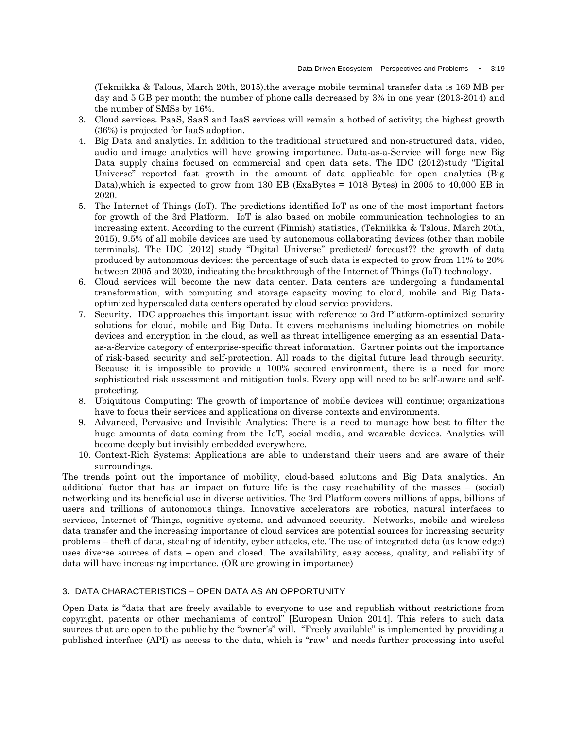(Tekniikka & Talous, March 20th, 2015),the average mobile terminal transfer data is 169 MB per day and 5 GB per month; the number of phone calls decreased by 3% in one year (2013-2014) and the number of SMSs by 16%.

3. Cloud services. PaaS, SaaS and IaaS services will remain a hotbed of activity; the highest growth (36%) is projected for IaaS adoption.
4. Big Data and analytics. In addition to the traditional structured and non-structured data, video, audio and image analytics will have growing importance. Data-as-a-Service will forge new Big Data supply chains focused on commercial and open data sets. The IDC (2012)study "Digital Universe" reported fast growth in the amount of data applicable for open analytics (Big Data),which is expected to grow from 130 EB (ExaBytes = 1018 Bytes) in 2005 to 40,000 EB in 2020.
5. The Internet of Things (IoT). The predictions identified IoT as one of the most important factors for growth of the 3rd Platform. IoT is also based on mobile communication technologies to an increasing extent. According to the current (Finnish) statistics, (Tekniikka & Talous, March 20th, 2015), 9.5% of all mobile devices are used by autonomous collaborating devices (other than mobile terminals). The IDC [2012] study "Digital Universe" predicted/ forecast?? the growth of data produced by autonomous devices: the percentage of such data is expected to grow from 11% to 20% between 2005 and 2020, indicating the breakthrough of the Internet of Things (IoT) technology.
6. Cloud services will become the new data center. Data centers are undergoing a fundamental transformation, with computing and storage capacity moving to cloud, mobile and Big Data-optimized hyperscaled data centers operated by cloud service providers.
7. Security. IDC approaches this important issue with reference to 3rd Platform-optimized security solutions for cloud, mobile and Big Data. It covers mechanisms including biometrics on mobile devices and encryption in the cloud, as well as threat intelligence emerging as an essential Data-as-a-Service category of enterprise-specific threat information. Gartner points out the importance of risk-based security and self-protection. All roads to the digital future lead through security. Because it is impossible to provide a 100% secured environment, there is a need for more sophisticated risk assessment and mitigation tools. Every app will need to be self-aware and self-protecting.
8. Ubiquitous Computing: The growth of importance of mobile devices will continue; organizations have to focus their services and applications on diverse contexts and environments.
9. Advanced, Pervasive and Invisible Analytics: There is a need to manage how best to filter the huge amounts of data coming from the IoT, social media, and wearable devices. Analytics will become deeply but invisibly embedded everywhere.
10. Context-Rich Systems: Applications are able to understand their users and are aware of their surroundings.

The trends point out the importance of mobility, cloud-based solutions and Big Data analytics. An additional factor that has an impact on future life is the easy reachability of the masses – (social) networking and its beneficial use in diverse activities. The 3rd Platform covers millions of apps, billions of users and trillions of autonomous things. Innovative accelerators are robotics, natural interfaces to services, Internet of Things, cognitive systems, and advanced security. Networks, mobile and wireless data transfer and the increasing importance of cloud services are potential sources for increasing security problems – theft of data, stealing of identity, cyber attacks, etc. The use of integrated data (as knowledge) uses diverse sources of data – open and closed. The availability, easy access, quality, and reliability of data will have increasing importance. (OR are growing in importance)

## 3. DATA CHARACTERISTICS – OPEN DATA AS AN OPPORTUNITY

Open Data is "data that are freely available to everyone to use and republish without restrictions from copyright, patents or other mechanisms of control" [European Union 2014]. This refers to such data sources that are open to the public by the "owner's" will. "Freely available" is implemented by providing a published interface (API) as access to the data, which is "raw" and needs further processing into useful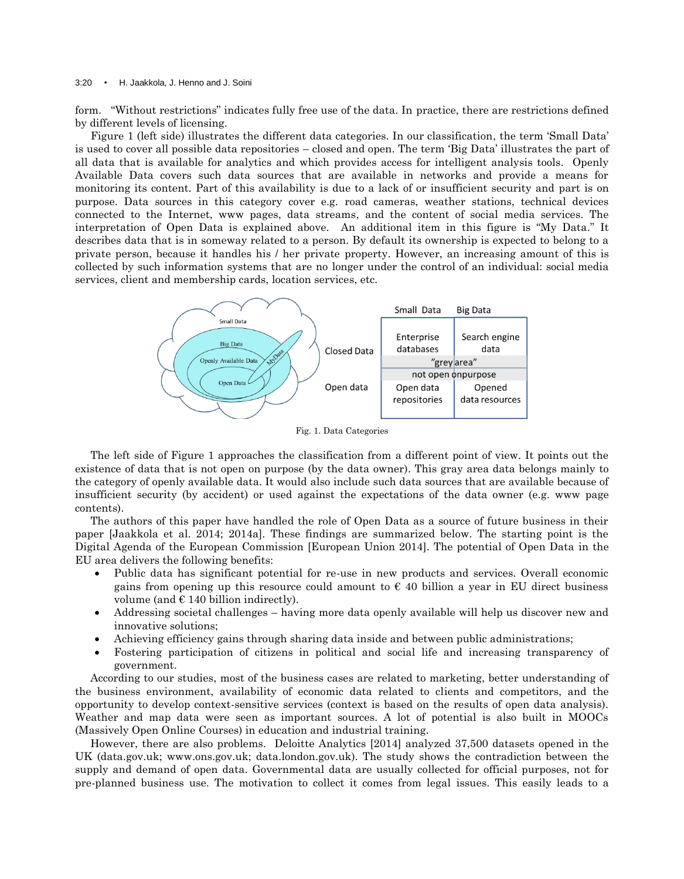form. "Without restrictions" indicates fully free use of the data. In practice, there are restrictions defined by different levels of licensing.

Figure 1 (left side) illustrates the different data categories. In our classification, the term 'Small Data' is used to cover all possible data repositories – closed and open. The term 'Big Data' illustrates the part of all data that is available for analytics and which provides access for intelligent analysis tools. Openly Available Data covers such data sources that are available in networks and provide a means for monitoring its content. Part of this availability is due to a lack of or insufficient security and part is on purpose. Data sources in this category cover e.g. road cameras, weather stations, technical devices connected to the Internet, www pages, data streams, and the content of social media services. The interpretation of Open Data is explained above. An additional item in this figure is "My Data." It describes data that is in someway related to a person. By default its ownership is expected to belong to a private person, because it handles his / her private property. However, an increasing amount of this is collected by such information systems that are no longer under the control of an individual: social media services, client and membership cards, location services, etc.

| | Small Data | Big Data |
|---|---|---|
| Closed Data | Enterprise databases | Search engine data |
| | "grey area" | |
| | not open on purpose | |
| Open data | Open data repositories | Opened data resources |

Fig. 1. Data Categories

The left side of Figure 1 approaches the classification from a different point of view. It points out the existence of data that is not open on purpose (by the data owner). This gray area data belongs mainly to the category of openly available data. It would also include such data sources that are available because of insufficient security (by accident) or used against the expectations of the data owner (e.g. www page contents).

The authors of this paper have handled the role of Open Data as a source of future business in their paper [Jaakkola et al. 2014; 2014a]. These findings are summarized below. The starting point is the Digital Agenda of the European Commission [European Union 2014]. The potential of Open Data in the EU area delivers the following benefits:

- Public data has significant potential for re-use in new products and services. Overall economic gains from opening up this resource could amount to € 40 billion a year in EU direct business volume (and € 140 billion indirectly).
- Addressing societal challenges – having more data openly available will help us discover new and innovative solutions;
- Achieving efficiency gains through sharing data inside and between public administrations;
- Fostering participation of citizens in political and social life and increasing transparency of government.

According to our studies, most of the business cases are related to marketing, better understanding of the business environment, availability of economic data related to clients and competitors, and the opportunity to develop context-sensitive services (context is based on the results of open data analysis). Weather and map data were seen as important sources. A lot of potential is also built in MOOCs (Massively Open Online Courses) in education and industrial training.

However, there are also problems. Deloitte Analytics [2014] analyzed 37,500 datasets opened in the UK (data.gov.uk; www.ons.gov.uk; data.london.gov.uk). The study shows the contradiction between the supply and demand of open data. Governmental data are usually collected for official purposes, not for pre-planned business use. The motivation to collect it comes from legal issues. This easily leads to a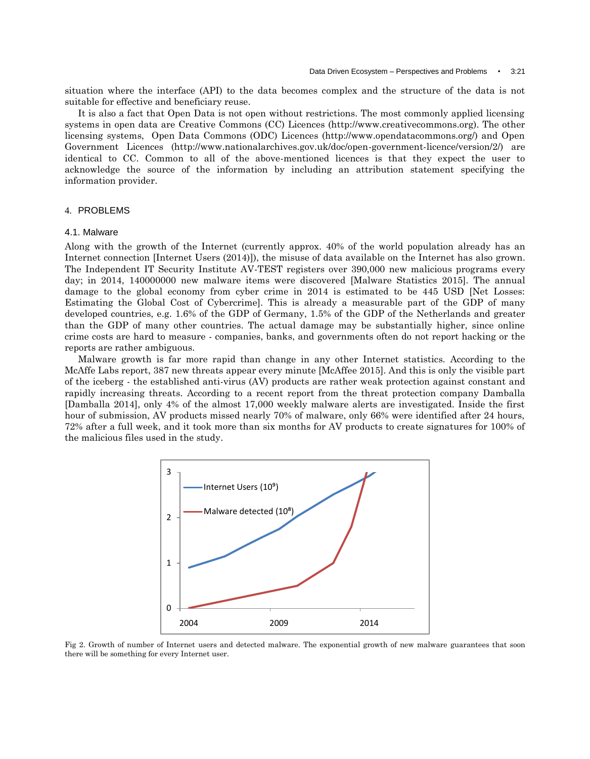situation where the interface (API) to the data becomes complex and the structure of the data is not suitable for effective and beneficiary reuse.

It is also a fact that Open Data is not open without restrictions. The most commonly applied licensing systems in open data are Creative Commons (CC) Licences (http://www.creativecommons.org). The other licensing systems, Open Data Commons (ODC) Licences (http://www.opendatacommons.org/) and Open Government Licences (http://www.nationalarchives.gov.uk/doc/open-government-licence/version/2/) are identical to CC. Common to all of the above-mentioned licences is that they expect the user to acknowledge the source of the information by including an attribution statement specifying the information provider.

## 4. PROBLEMS

### 4.1. Malware

Along with the growth of the Internet (currently approx. 40% of the world population already has an Internet connection [Internet Users (2014)]), the misuse of data available on the Internet has also grown. The Independent IT Security Institute AV-TEST registers over 390,000 new malicious programs every day; in 2014, 140000000 new malware items were discovered [Malware Statistics 2015]. The annual damage to the global economy from cyber crime in 2014 is estimated to be 445 USD [Net Losses: Estimating the Global Cost of Cybercrime]. This is already a measurable part of the GDP of many developed countries, e.g. 1.6% of the GDP of Germany, 1.5% of the GDP of the Netherlands and greater than the GDP of many other countries. The actual damage may be substantially higher, since online crime costs are hard to measure - companies, banks, and governments often do not report hacking or the reports are rather ambiguous.

Malware growth is far more rapid than change in any other Internet statistics. According to the McAffe Labs report, 387 new threats appear every minute [McAffee 2015]. And this is only the visible part of the iceberg - the established anti-virus (AV) products are rather weak protection against constant and rapidly increasing threats. According to a recent report from the threat protection company Damballa [Damballa 2014], only 4% of the almost 17,000 weekly malware alerts are investigated. Inside the first hour of submission, AV products missed nearly 70% of malware, only 66% were identified after 24 hours, 72% after a full week, and it took more than six months for AV products to create signatures for 100% of the malicious files used in the study.

Fig 2. Growth of number of Internet users and detected malware. The exponential growth of new malware guarantees that soon there will be something for every Internet user.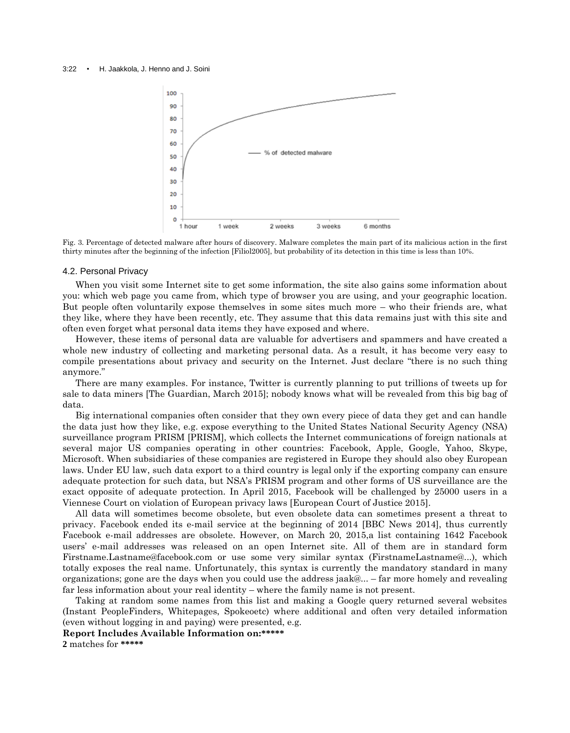Fig. 3. Percentage of detected malware after hours of discovery. Malware completes the main part of its malicious action in the first thirty minutes after the beginning of the infection [Filiol2005], but probability of its detection in this time is less than 10%.

### 4.2. Personal Privacy

When you visit some Internet site to get some information, the site also gains some information about you: which web page you came from, which type of browser you are using, and your geographic location. But people often voluntarily expose themselves in some sites much more – who their friends are, what they like, where they have been recently, etc. They assume that this data remains just with this site and often even forget what personal data items they have exposed and where.

However, these items of personal data are valuable for advertisers and spammers and have created a whole new industry of collecting and marketing personal data. As a result, it has become very easy to compile presentations about privacy and security on the Internet. Just declare "there is no such thing anymore."

There are many examples. For instance, Twitter is currently planning to put trillions of tweets up for sale to data miners [The Guardian, March 2015]; nobody knows what will be revealed from this big bag of data.

Big international companies often consider that they own every piece of data they get and can handle the data just how they like, e.g. expose everything to the United States National Security Agency (NSA) surveillance program PRISM [PRISM], which collects the Internet communications of foreign nationals at several major US companies operating in other countries: Facebook, Apple, Google, Yahoo, Skype, Microsoft. When subsidiaries of these companies are registered in Europe they should also obey European laws. Under EU law, such data export to a third country is legal only if the exporting company can ensure adequate protection for such data, but NSA's PRISM program and other forms of US surveillance are the exact opposite of adequate protection. In April 2015, Facebook will be challenged by 25000 users in a Viennese Court on violation of European privacy laws [European Court of Justice 2015].

All data will sometimes become obsolete, but even obsolete data can sometimes present a threat to privacy. Facebook ended its e-mail service at the beginning of 2014 [BBC News 2014], thus currently Facebook e-mail addresses are obsolete. However, on March 20, 2015,a list containing 1642 Facebook users' e-mail addresses was released on an open Internet site. All of them are in standard form Firstname.Lastname@facebook.com or use some very similar syntax (FirstnameLastname@...), which totally exposes the real name. Unfortunately, this syntax is currently the mandatory standard in many organizations; gone are the days when you could use the address jaak@... – far more homely and revealing far less information about your real identity – where the family name is not present.

Taking at random some names from this list and making a Google query returned several websites (Instant PeopleFinders, Whitepages, Spokeoetc) where additional and often very detailed information (even without logging in and paying) were presented, e.g.

**Report Includes Available Information on:*****

**2** matches for *****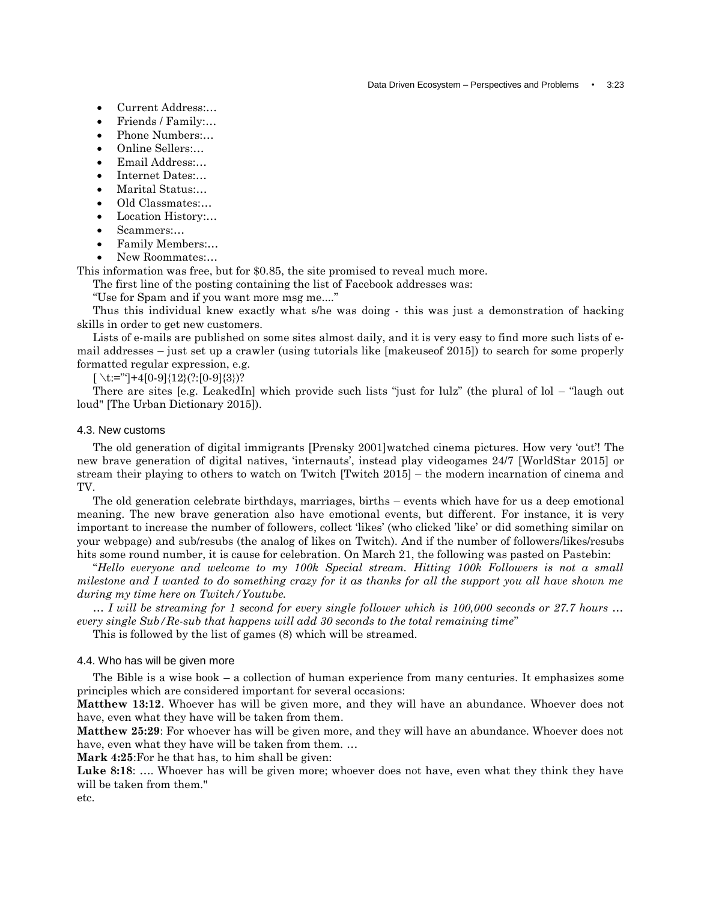- Current Address:…
- Friends / Family:…
- Phone Numbers:…
- Online Sellers:…
- Email Address:…
- Internet Dates:…
- Marital Status:…
- Old Classmates:…
- Location History:…
- Scammers:…
- Family Members:…
- New Roommates:…

This information was free, but for $0.85, the site promised to reveal much more.

The first line of the posting containing the list of Facebook addresses was:

"Use for Spam and if you want more msg me...."

Thus this individual knew exactly what s/he was doing - this was just a demonstration of hacking skills in order to get new customers.

Lists of e-mails are published on some sites almost daily, and it is very easy to find more such lists of e-mail addresses – just set up a crawler (using tutorials like [makeuseof 2015]) to search for some properly formatted regular expression, e.g.

[ \t:="']+4[0-9]{12}(?:[0-9]{3})?

There are sites [e.g. LeakedIn] which provide such lists "just for lulz" (the plural of lol – "laugh out loud" [The Urban Dictionary 2015]).

### 4.3. New customs

The old generation of digital immigrants [Prensky 2001]watched cinema pictures. How very 'out'! The new brave generation of digital natives, 'internauts', instead play videogames 24/7 [WorldStar 2015] or stream their playing to others to watch on Twitch [Twitch 2015] – the modern incarnation of cinema and TV.

The old generation celebrate birthdays, marriages, births – events which have for us a deep emotional meaning. The new brave generation also have emotional events, but different. For instance, it is very important to increase the number of followers, collect 'likes' (who clicked 'like' or did something similar on your webpage) and sub/resubs (the analog of likes on Twitch). And if the number of followers/likes/resubs hits some round number, it is cause for celebration. On March 21, the following was pasted on Pastebin:

"*Hello everyone and welcome to my 100k Special stream. Hitting 100k Followers is not a small milestone and I wanted to do something crazy for it as thanks for all the support you all have shown me during my time here on Twitch/Youtube.*

*… I will be streaming for 1 second for every single follower which is 100,000 seconds or 27.7 hours … every single Sub/Re-sub that happens will add 30 seconds to the total remaining time*"

This is followed by the list of games (8) which will be streamed.

### 4.4. Who has will be given more

The Bible is a wise book – a collection of human experience from many centuries. It emphasizes some principles which are considered important for several occasions:

**Matthew 13:12**. Whoever has will be given more, and they will have an abundance. Whoever does not have, even what they have will be taken from them.

**Matthew 25:29**: For whoever has will be given more, and they will have an abundance. Whoever does not have, even what they have will be taken from them. …

**Mark 4:25**:For he that has, to him shall be given:

**Luke 8:18**: …. Whoever has will be given more; whoever does not have, even what they think they have will be taken from them."

etc.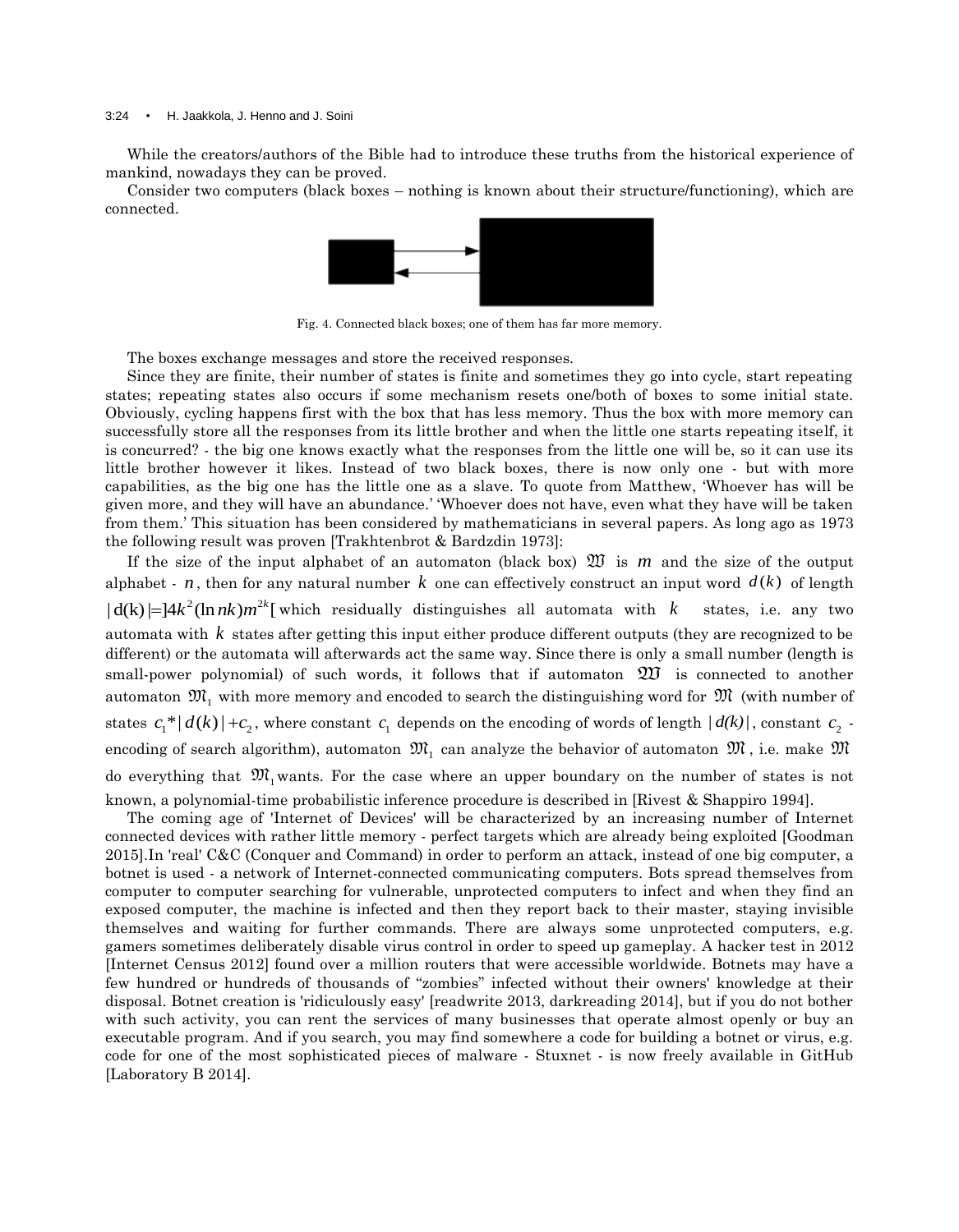While the creators/authors of the Bible had to introduce these truths from the historical experience of mankind, nowadays they can be proved.

Consider two computers (black boxes – nothing is known about their structure/functioning), which are connected.

Fig. 4. Connected black boxes; one of them has far more memory.

The boxes exchange messages and store the received responses.

Since they are finite, their number of states is finite and sometimes they go into cycle, start repeating states; repeating states also occurs if some mechanism resets one/both of boxes to some initial state. Obviously, cycling happens first with the box that has less memory. Thus the box with more memory can successfully store all the responses from its little brother and when the little one starts repeating itself, it is concurred? - the big one knows exactly what the responses from the little one will be, so it can use its little brother however it likes. Instead of two black boxes, there is now only one - but with more capabilities, as the big one has the little one as a slave. To quote from Matthew, 'Whoever has will be given more, and they will have an abundance.' 'Whoever does not have, even what they have will be taken from them.' This situation has been considered by mathematicians in several papers. As long ago as 1973 the following result was proven [Trakhtenbrot & Bardzdin 1973]:

If the size of the input alphabet of an automaton (black box) $\mathfrak{W}$ is $m$ and the size of the output alphabet - $n$, then for any natural number $k$ one can effectively construct an input word $d(k)$ of length $|\mathrm{d(k)}| = ]4k^2(\ln nk)m^{2k}[$ which residually distinguishes all automata with $k$ states, i.e. any two automata with $k$ states after getting this input either produce different outputs (they are recognized to be different) or the automata will afterwards act the same way. Since there is only a small number (length is small-power polynomial) of such words, it follows that if automaton $\mathfrak{W}$ is connected to another automaton $\mathfrak{M}_1$ with more memory and encoded to search the distinguishing word for $\mathfrak{M}$ (with number of states $c_1 * |d(k)| + c_2$, where constant $c_1$ depends on the encoding of words of length $|d(k)|$, constant $c_2$ - encoding of search algorithm), automaton $\mathfrak{M}_1$ can analyze the behavior of automaton $\mathfrak{M}$, i.e. make $\mathfrak{M}$ do everything that $\mathfrak{M}_1$ wants. For the case where an upper boundary on the number of states is not known, a polynomial-time probabilistic inference procedure is described in [Rivest & Shappiro 1994].

The coming age of 'Internet of Devices' will be characterized by an increasing number of Internet connected devices with rather little memory - perfect targets which are already being exploited [Goodman 2015].In 'real' C&C (Conquer and Command) in order to perform an attack, instead of one big computer, a botnet is used - a network of Internet-connected communicating computers. Bots spread themselves from computer to computer searching for vulnerable, unprotected computers to infect and when they find an exposed computer, the machine is infected and then they report back to their master, staying invisible themselves and waiting for further commands. There are always some unprotected computers, e.g. gamers sometimes deliberately disable virus control in order to speed up gameplay. A hacker test in 2012 [Internet Census 2012] found over a million routers that were accessible worldwide. Botnets may have a few hundred or hundreds of thousands of "zombies" infected without their owners' knowledge at their disposal. Botnet creation is 'ridiculously easy' [readwrite 2013, darkreading 2014], but if you do not bother with such activity, you can rent the services of many businesses that operate almost openly or buy an executable program. And if you search, you may find somewhere a code for building a botnet or virus, e.g. code for one of the most sophisticated pieces of malware - Stuxnet - is now freely available in GitHub [Laboratory B 2014].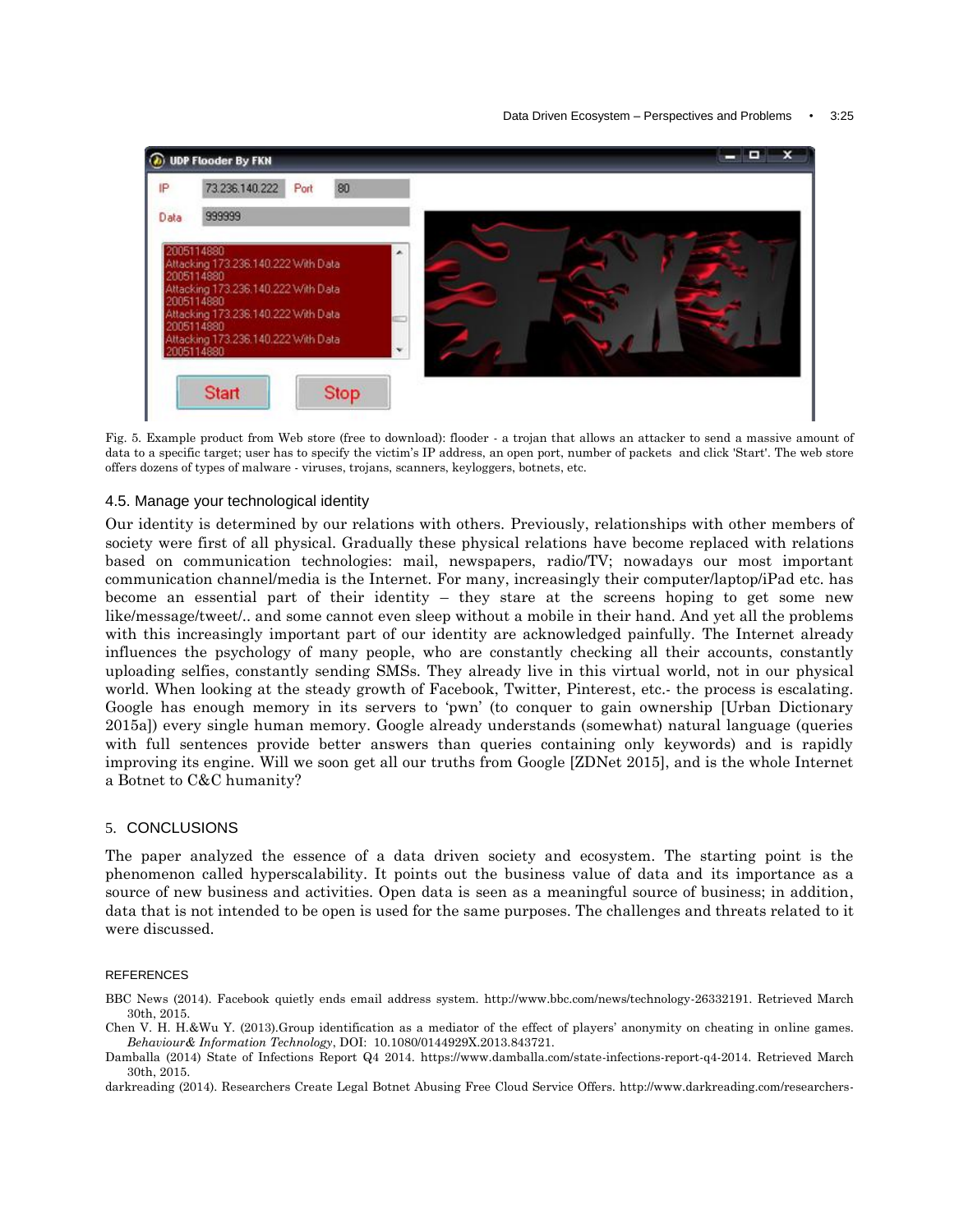Fig. 5. Example product from Web store (free to download): flooder - a trojan that allows an attacker to send a massive amount of data to a specific target; user has to specify the victim's IP address, an open port, number of packets and click 'Start'. The web store offers dozens of types of malware - viruses, trojans, scanners, keyloggers, botnets, etc.

### 4.5. Manage your technological identity

Our identity is determined by our relations with others. Previously, relationships with other members of society were first of all physical. Gradually these physical relations have become replaced with relations based on communication technologies: mail, newspapers, radio/TV; nowadays our most important communication channel/media is the Internet. For many, increasingly their computer/laptop/iPad etc. has become an essential part of their identity – they stare at the screens hoping to get some new like/message/tweet/.. and some cannot even sleep without a mobile in their hand. And yet all the problems with this increasingly important part of our identity are acknowledged painfully. The Internet already influences the psychology of many people, who are constantly checking all their accounts, constantly uploading selfies, constantly sending SMSs. They already live in this virtual world, not in our physical world. When looking at the steady growth of Facebook, Twitter, Pinterest, etc.- the process is escalating. Google has enough memory in its servers to 'pwn' (to conquer to gain ownership [Urban Dictionary 2015a]) every single human memory. Google already understands (somewhat) natural language (queries with full sentences provide better answers than queries containing only keywords) and is rapidly improving its engine. Will we soon get all our truths from Google [ZDNet 2015], and is the whole Internet a Botnet to C&C humanity?

## 5. CONCLUSIONS

The paper analyzed the essence of a data driven society and ecosystem. The starting point is the phenomenon called hyperscalability. It points out the business value of data and its importance as a source of new business and activities. Open data is seen as a meaningful source of business; in addition, data that is not intended to be open is used for the same purposes. The challenges and threats related to it were discussed.

## REFERENCES

BBC News (2014). Facebook quietly ends email address system. http://www.bbc.com/news/technology-26332191. Retrieved March 30th, 2015.

Chen V. H. H.&Wu Y. (2013).Group identification as a mediator of the effect of players' anonymity on cheating in online games. *Behaviour& Information Technology*, DOI: 10.1080/0144929X.2013.843721.

Damballa (2014) State of Infections Report Q4 2014. https://www.damballa.com/state-infections-report-q4-2014. Retrieved March 30th, 2015.

darkreading (2014). Researchers Create Legal Botnet Abusing Free Cloud Service Offers. http://www.darkreading.com/researchers-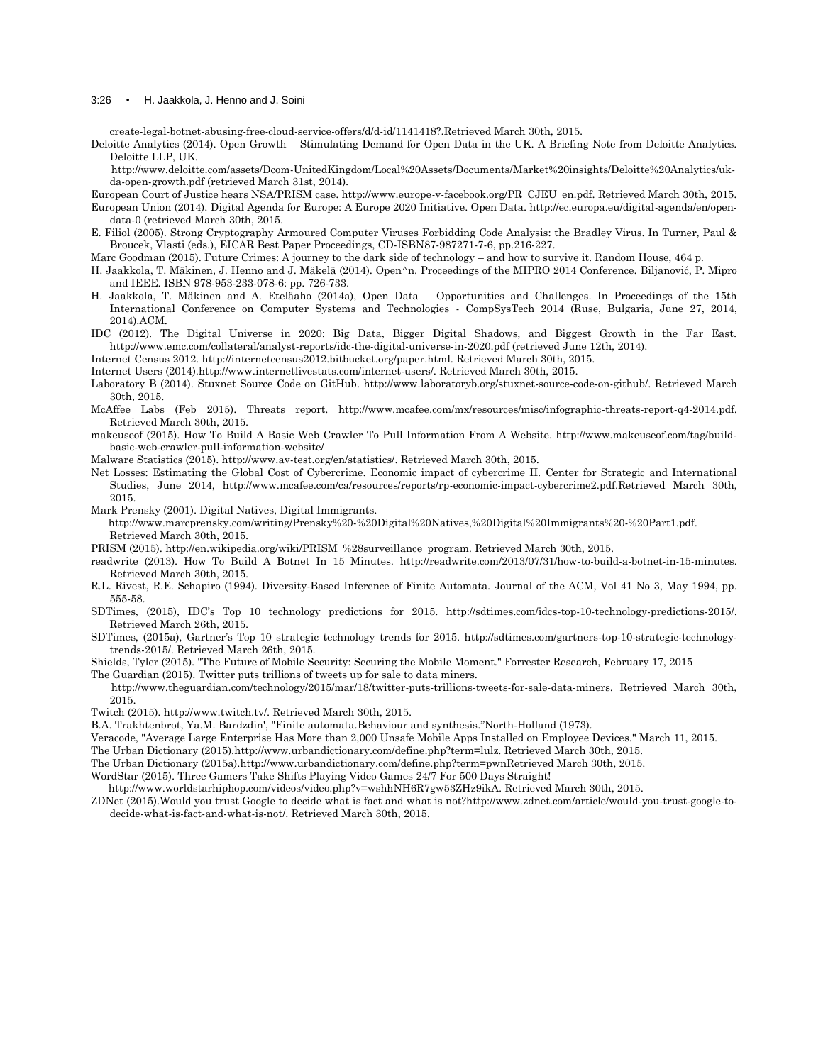create-legal-botnet-abusing-free-cloud-service-offers/d/d-id/1141418?.Retrieved March 30th, 2015.

Deloitte Analytics (2014). Open Growth – Stimulating Demand for Open Data in the UK. A Briefing Note from Deloitte Analytics. Deloitte LLP, UK.
http://www.deloitte.com/assets/Dcom-UnitedKingdom/Local%20Assets/Documents/Market%20insights/Deloitte%20Analytics/uk-da-open-growth.pdf (retrieved March 31st, 2014).

European Court of Justice hears NSA/PRISM case. http://www.europe-v-facebook.org/PR_CJEU_en.pdf. Retrieved March 30th, 2015.

European Union (2014). Digital Agenda for Europe: A Europe 2020 Initiative. Open Data. http://ec.europa.eu/digital-agenda/en/open-data-0 (retrieved March 30th, 2015.

E. Filiol (2005). Strong Cryptography Armoured Computer Viruses Forbidding Code Analysis: the Bradley Virus. In Turner, Paul & Broucek, Vlasti (eds.), EICAR Best Paper Proceedings, CD-ISBN87-987271-7-6, pp.216-227.

Marc Goodman (2015). Future Crimes: A journey to the dark side of technology – and how to survive it. Random House, 464 p.

H. Jaakkola, T. Mäkinen, J. Henno and J. Mäkelä (2014). Open^n. Proceedings of the MIPRO 2014 Conference. Biljanović, P. Mipro and IEEE. ISBN 978-953-233-078-6: pp. 726-733.

H. Jaakkola, T. Mäkinen and A. Eteläaho (2014a), Open Data – Opportunities and Challenges. In Proceedings of the 15th International Conference on Computer Systems and Technologies - CompSysTech 2014 (Ruse, Bulgaria, June 27, 2014, 2014).ACM.

IDC (2012). The Digital Universe in 2020: Big Data, Bigger Digital Shadows, and Biggest Growth in the Far East. http://www.emc.com/collateral/analyst-reports/idc-the-digital-universe-in-2020.pdf (retrieved June 12th, 2014).

Internet Census 2012. http://internetcensus2012.bitbucket.org/paper.html. Retrieved March 30th, 2015.

Internet Users (2014).http://www.internetlivestats.com/internet-users/. Retrieved March 30th, 2015.

Laboratory B (2014). Stuxnet Source Code on GitHub. http://www.laboratoryb.org/stuxnet-source-code-on-github/. Retrieved March 30th, 2015.

McAffee Labs (Feb 2015). Threats report. http://www.mcafee.com/mx/resources/misc/infographic-threats-report-q4-2014.pdf. Retrieved March 30th, 2015.

makeuseof (2015). How To Build A Basic Web Crawler To Pull Information From A Website. http://www.makeuseof.com/tag/build-basic-web-crawler-pull-information-website/

Malware Statistics (2015). http://www.av-test.org/en/statistics/. Retrieved March 30th, 2015.

Net Losses: Estimating the Global Cost of Cybercrime. Economic impact of cybercrime II. Center for Strategic and International Studies, June 2014, http://www.mcafee.com/ca/resources/reports/rp-economic-impact-cybercrime2.pdf.Retrieved March 30th, 2015.

Mark Prensky (2001). Digital Natives, Digital Immigrants.
http://www.marcprensky.com/writing/Prensky%20-%20Digital%20Natives,%20Digital%20Immigrants%20-%20Part1.pdf. Retrieved March 30th, 2015.

PRISM (2015). http://en.wikipedia.org/wiki/PRISM_%28surveillance_program. Retrieved March 30th, 2015.

readwrite (2013). How To Build A Botnet In 15 Minutes. http://readwrite.com/2013/07/31/how-to-build-a-botnet-in-15-minutes. Retrieved March 30th, 2015.

R.L. Rivest, R.E. Schapiro (1994). Diversity-Based Inference of Finite Automata. Journal of the ACM, Vol 41 No 3, May 1994, pp. 555-58.

SDTimes, (2015), IDC's Top 10 technology predictions for 2015. http://sdtimes.com/idcs-top-10-technology-predictions-2015/. Retrieved March 26th, 2015.

SDTimes, (2015a), Gartner's Top 10 strategic technology trends for 2015. http://sdtimes.com/gartners-top-10-strategic-technology-trends-2015/. Retrieved March 26th, 2015.

Shields, Tyler (2015). "The Future of Mobile Security: Securing the Mobile Moment." Forrester Research, February 17, 2015

The Guardian (2015). Twitter puts trillions of tweets up for sale to data miners.
http://www.theguardian.com/technology/2015/mar/18/twitter-puts-trillions-tweets-for-sale-data-miners. Retrieved March 30th, 2015.

Twitch (2015). http://www.twitch.tv/. Retrieved March 30th, 2015.

B.A. Trakhtenbrot, Ya.M. Bardzdin', "Finite automata.Behaviour and synthesis."North-Holland (1973).

Veracode, "Average Large Enterprise Has More than 2,000 Unsafe Mobile Apps Installed on Employee Devices." March 11, 2015.

The Urban Dictionary (2015).http://www.urbandictionary.com/define.php?term=lulz. Retrieved March 30th, 2015.

The Urban Dictionary (2015a).http://www.urbandictionary.com/define.php?term=pwnRetrieved March 30th, 2015.

WordStar (2015). Three Gamers Take Shifts Playing Video Games 24/7 For 500 Days Straight!
http://www.worldstarhiphop.com/videos/video.php?v=wshhNH6R7gw53ZHz9ikA. Retrieved March 30th, 2015.

ZDNet (2015).Would you trust Google to decide what is fact and what is not?http://www.zdnet.com/article/would-you-trust-google-to-decide-what-is-fact-and-what-is-not/. Retrieved March 30th, 2015.